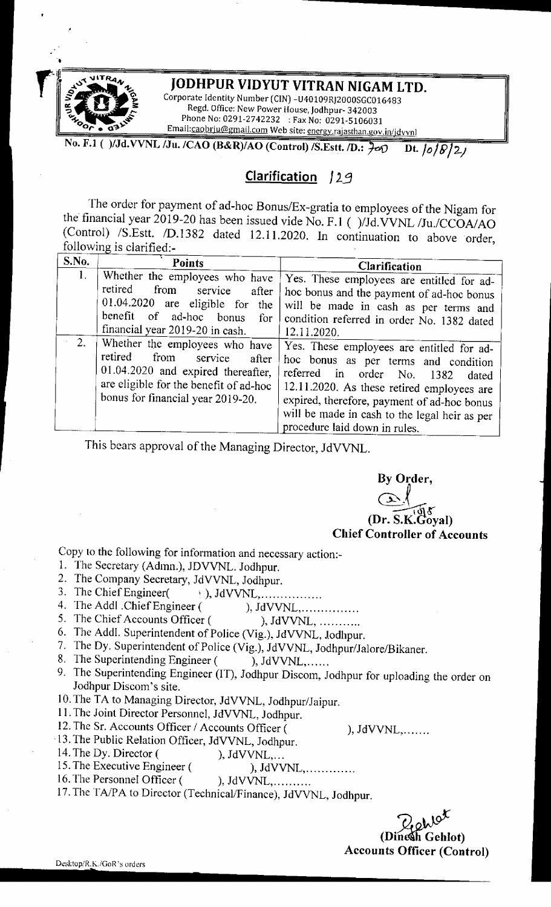# JODHPUR VIDYUT VITRAN NIGAM LTD.

Corporate Identity Number (CIN) -U40109RJ2000SGC016483
Regd. Office: New Power House, Jodhpur- 342003
Phone No: 0291-2742232 : Fax No: 0291-5106031
Email:caobrju@gmail.com Web site: energy.rajasthan.gov.in/jdvvnl

No. F.1 ( )/Jd.VVNL /Ju. /CAO (B&R)/AO (Control) /S.Estt. /D.: 700 Dt. 10/8/21

## Clarification 129

The order for payment of ad-hoc Bonus/Ex-gratia to employees of the Nigam for the financial year 2019-20 has been issued vide No. F.1 ( )/Jd.VVNL /Ju./CCOA/AO (Control) /S.Estt. /D.1382 dated 12.11.2020. In continuation to above order, following is clarified:-

| S.No. | Points | Clarification |
|---|---|---|
| 1. | Whether the employees who have retired from service after 01.04.2020 are eligible for the benefit of ad-hoc bonus for financial year 2019-20 in cash. | Yes. These employees are entitled for ad-hoc bonus and the payment of ad-hoc bonus will be made in cash as per terms and condition referred in order No. 1382 dated 12.11.2020. |
| 2. | Whether the employees who have retired from service after 01.04.2020 and expired thereafter, are eligible for the benefit of ad-hoc bonus for financial year 2019-20. | Yes. These employees are entitled for ad-hoc bonus as per terms and condition referred in order No. 1382 dated 12.11.2020. As these retired employees are expired, therefore, payment of ad-hoc bonus will be made in cash to the legal heir as per procedure laid down in rules. |

This bears approval of the Managing Director, JdVVNL.

By Order,

(Dr. S.K.Goyal)
**Chief Controller of Accounts**

Copy to the following for information and necessary action:-

1. The Secretary (Admn.), JDVVNL. Jodhpur.
2. The Company Secretary, JdVVNL, Jodhpur.
3. The Chief Engineer( ), JdVVNL,................
4. The Addl .Chief Engineer ( ), JdVVNL,...............
5. The Chief Accounts Officer ( ), JdVVNL, ...........
6. The Addl. Superintendent of Police (Vig.), JdVVNL, Jodhpur.
7. The Dy. Superintendent of Police (Vig.), JdVVNL, Jodhpur/Jalore/Bikaner.
8. The Superintending Engineer ( ), JdVVNL,......
9. The Superintending Engineer (IT), Jodhpur Discom, Jodhpur for uploading the order on Jodhpur Discom's site.
10. The TA to Managing Director, JdVVNL, Jodhpur/Jaipur.
11. The Joint Director Personnel, JdVVNL, Jodhpur.
12. The Sr. Accounts Officer / Accounts Officer ( ), JdVVNL,.......
13. The Public Relation Officer, JdVVNL, Jodhpur.
14. The Dy. Director ( ), JdVVNL,...
15. The Executive Engineer ( ), JdVVNL,.............
16. The Personnel Officer ( ), JdVVNL,..........
17. The TA/PA to Director (Technical/Finance), JdVVNL, Jodhpur.

(Dinesh Gehlot)
**Accounts Officer (Control)**

Desktop/R.K./GoR's orders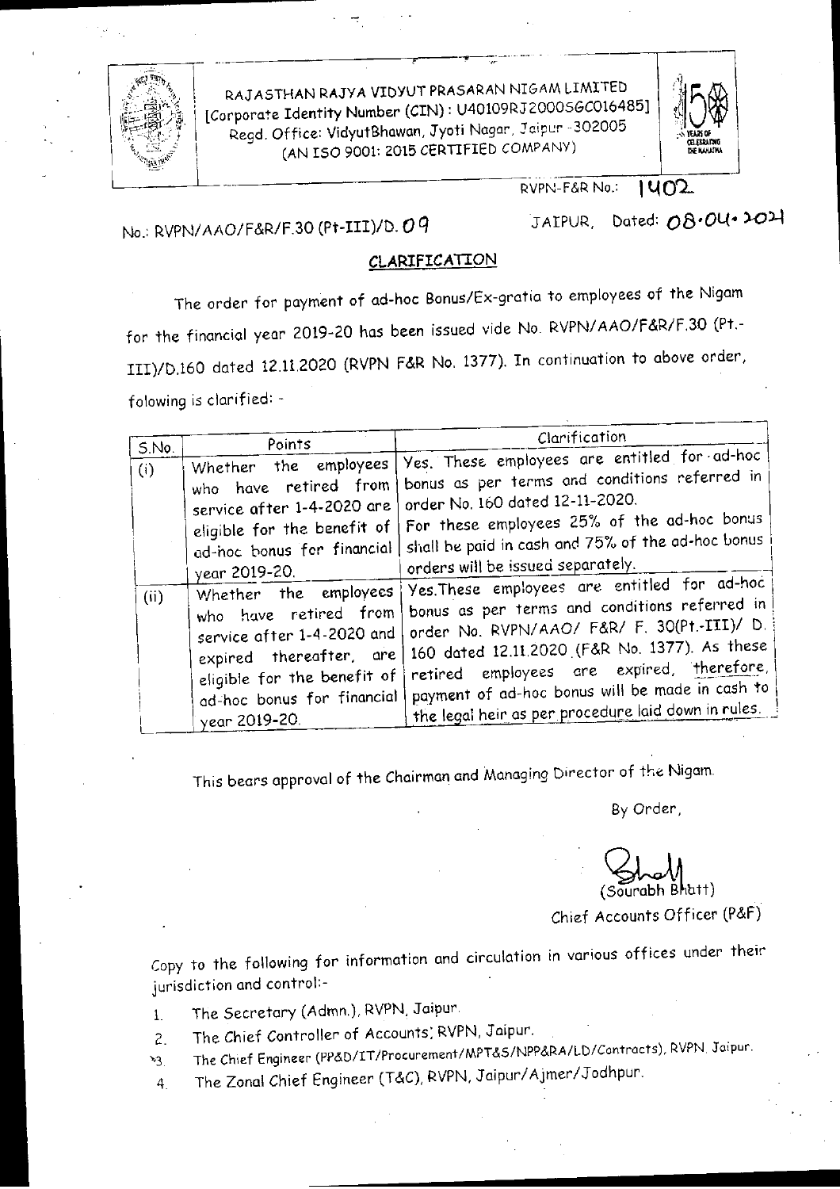RAJASTHAN RAJYA VIDYUT PRASARAN NIGAM LIMITED
[Corporate Identity Number (CIN): U40109RJ2000SGC016485]
Regd. Office: VidyutBhawan, Jyoti Nagar, Jaipur -302005
(AN ISO 9001: 2015 CERTIFIED COMPANY)

RVPN-F&R No.: 1402

No.: RVPN/AAO/F&R/F.30 (Pt-III)/D. 09

JAIPUR, Dated: 08.04.2021

## CLARIFICATION

The order for payment of ad-hoc Bonus/Ex-gratia to employees of the Nigam for the financial year 2019-20 has been issued vide No. RVPN/AAO/F&R/F.30 (Pt.-III)/D.160 dated 12.11.2020 (RVPN F&R No. 1377). In continuation to above order, folowing is clarified: -

| S.No. | Points | Clarification |
|---|---|---|
| (i) | Whether the employees who have retired from service after 1-4-2020 are eligible for the benefit of ad-hoc bonus for financial year 2019-20. | Yes. These employees are entitled for ad-hoc bonus as per terms and conditions referred in order No. 160 dated 12-11-2020. For these employees 25% of the ad-hoc bonus shall be paid in cash and 75% of the ad-hoc bonus orders will be issued separately. |
| (ii) | Whether the employees who have retired from service after 1-4-2020 and expired thereafter, are eligible for the benefit of ad-hoc bonus for financial year 2019-20. | Yes.These employees are entitled for ad-hoc bonus as per terms and conditions referred in order No. RVPN/AAO/ F&R/ F. 30(Pt.-III)/ D. 160 dated 12.11.2020 (F&R No. 1377). As these retired employees are expired, therefore, payment of ad-hoc bonus will be made in cash to the legal heir as per procedure laid down in rules. |

This bears approval of the Chairman and Managing Director of the Nigam.

By Order,

(Sourabh Bhatt)
Chief Accounts Officer (P&F)

Copy to the following for information and circulation in various offices under their jurisdiction and control:-

1. The Secretary (Admn.), RVPN, Jaipur.
2. The Chief Controller of Accounts, RVPN, Jaipur.
3. The Chief Engineer (PP&D/IT/Procurement/MPT&S/NPP&RA/LD/Contracts), RVPN, Jaipur.
4. The Zonal Chief Engineer (T&C), RVPN, Jaipur/Ajmer/Jodhpur.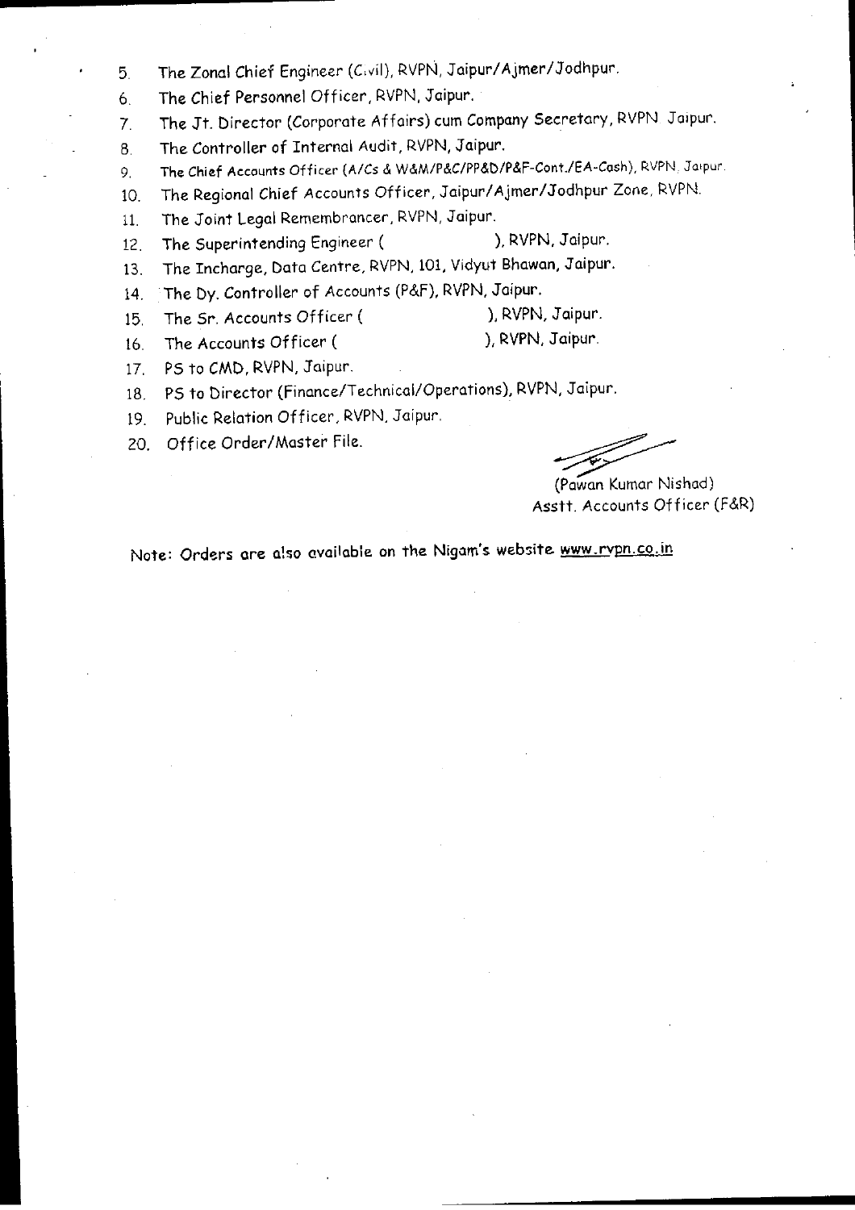5. The Zonal Chief Engineer (Civil), RVPN, Jaipur/Ajmer/Jodhpur.
6. The Chief Personnel Officer, RVPN, Jaipur.
7. The Jt. Director (Corporate Affairs) cum Company Secretary, RVPN Jaipur.
8. The Controller of Internal Audit, RVPN, Jaipur.
9. The Chief Accounts Officer (A/Cs & W&M/P&C/PP&D/P&F-Cont./EA-Cash), RVPN, Jaipur.
10. The Regional Chief Accounts Officer, Jaipur/Ajmer/Jodhpur Zone, RVPN.
11. The Joint Legal Remembrancer, RVPN, Jaipur.
12. The Superintending Engineer ( ), RVPN, Jaipur.
13. The Incharge, Data Centre, RVPN, 101, Vidyut Bhawan, Jaipur.
14. The Dy. Controller of Accounts (P&F), RVPN, Jaipur.
15. The Sr. Accounts Officer ( ), RVPN, Jaipur.
16. The Accounts Officer ( ), RVPN, Jaipur.
17. PS to CMD, RVPN, Jaipur.
18. PS to Director (Finance/Technical/Operations), RVPN, Jaipur.
19. Public Relation Officer, RVPN, Jaipur.
20. Office Order/Master File.

(Pawan Kumar Nishad)
Asstt. Accounts Officer (F&R)

Note: Orders are also available on the Nigam's website www.rvpn.co.in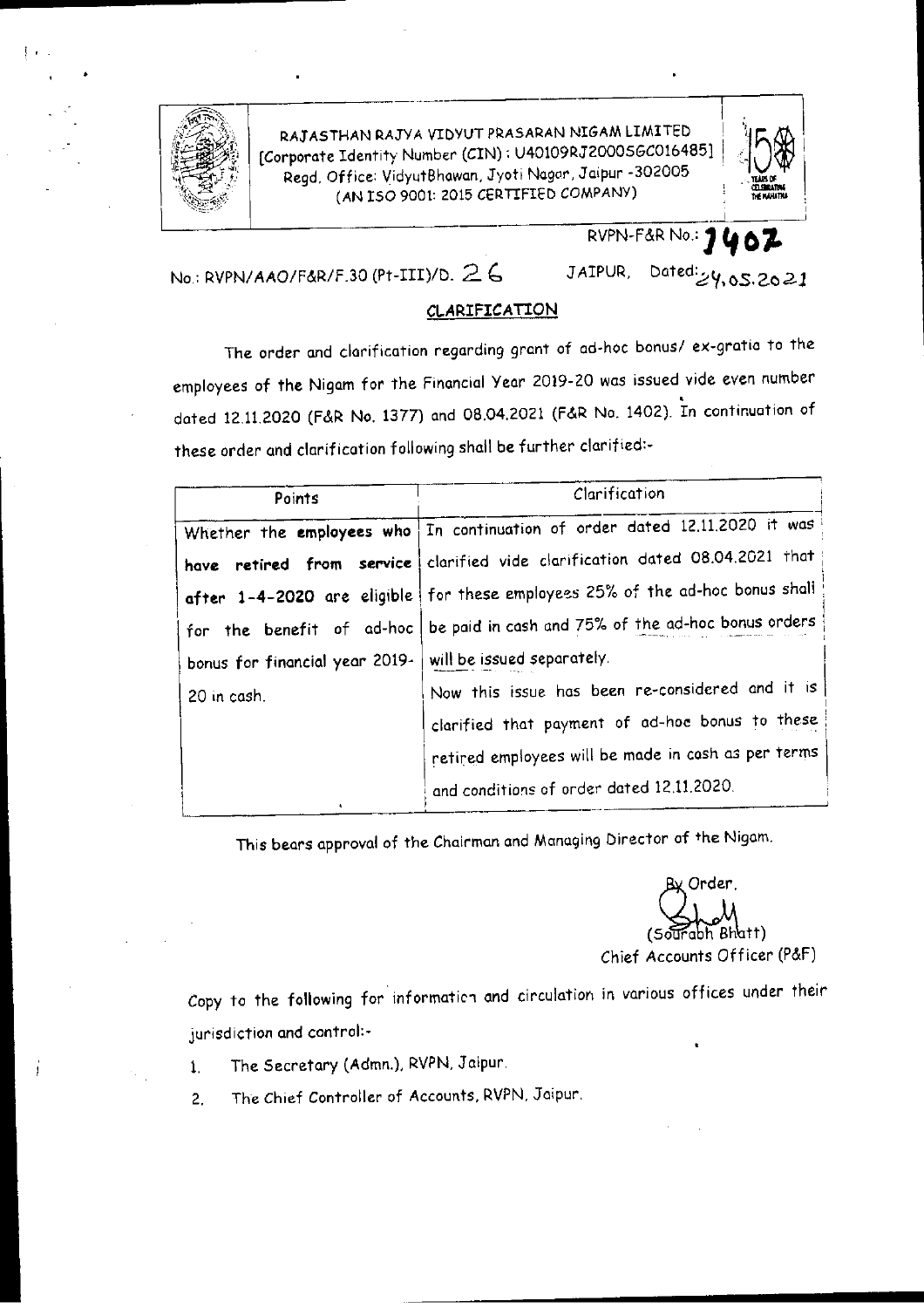RAJASTHAN RAJYA VIDYUT PRASARAN NIGAM LIMITED
[Corporate Identity Number (CIN) : U40109RJ2000SGC016485]
Regd. Office: VidyutBhawan, Jyoti Nagar, Jaipur -302005
(AN ISO 9001: 2015 CERTIFIED COMPANY)

RVPN-F&R No.: 1407

No.: RVPN/AAO/F&R/F.30 (Pt-III)/D. 26 JAIPUR, Dated: 24.05.2021

## CLARIFICATION

The order and clarification regarding grant of ad-hoc bonus/ ex-gratia to the employees of the Nigam for the Financial Year 2019-20 was issued vide even number dated 12.11.2020 (F&R No. 1377) and 08.04.2021 (F&R No. 1402). In continuation of these order and clarification following shall be further clarified:-

| Points | Clarification |
|---|---|
| Whether the **employees who have retired from service after 1-4-2020** are eligible for the benefit of ad-hoc bonus for financial year 2019-20 in cash. | In continuation of order dated 12.11.2020 it was clarified vide clarification dated 08.04.2021 that for these employees 25% of the ad-hoc bonus shall be paid in cash and 75% of the ad-hoc bonus orders will be issued separately.<br>Now this issue has been re-considered and it is clarified that payment of ad-hoc bonus to these retired employees will be made in cash as per terms and conditions of order dated 12.11.2020. |

This bears approval of the Chairman and Managing Director of the Nigam.

By Order,

(Sourabh Bhatt)
Chief Accounts Officer (P&F)

Copy to the following for information and circulation in various offices under their jurisdiction and control:-

1. The Secretary (Admn.), RVPN, Jaipur.
2. The Chief Controller of Accounts, RVPN, Jaipur.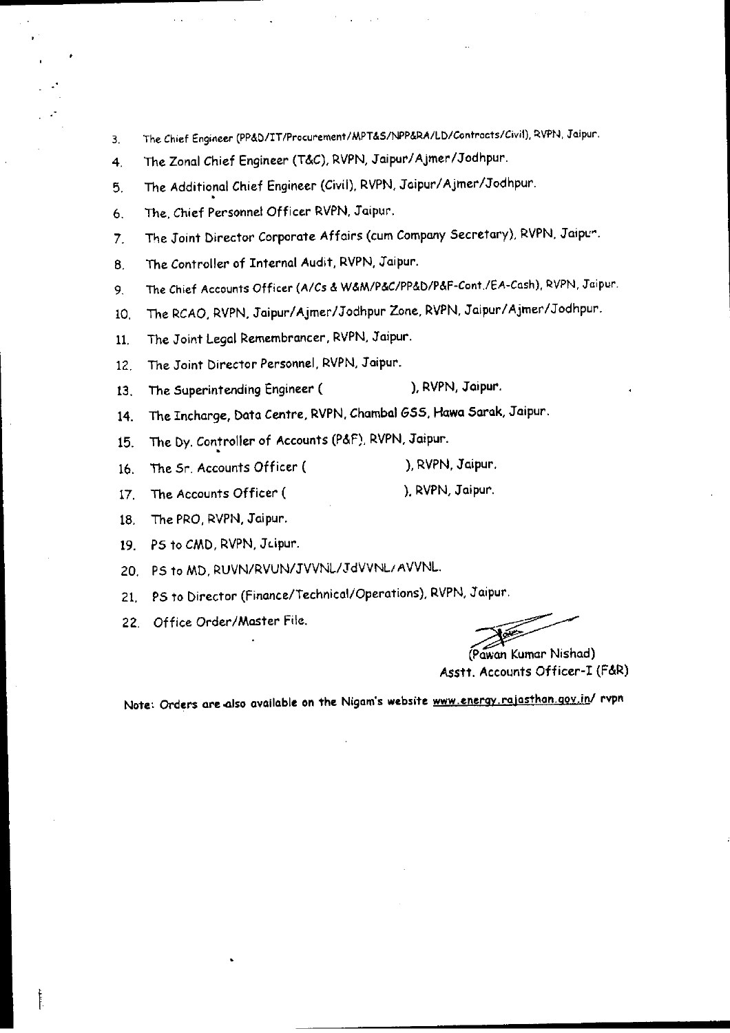3. The Chief Engineer (PP&D/IT/Procurement/MPT&S/NPP&RA/LD/Contracts/Civil), RVPN, Jaipur.
4. The Zonal Chief Engineer (T&C), RVPN, Jaipur/Ajmer/Jodhpur.
5. The Additional Chief Engineer (Civil), RVPN, Jaipur/Ajmer/Jodhpur.
6. The, Chief Personnel Officer RVPN, Jaipur.
7. The Joint Director Corporate Affairs (cum Company Secretary), RVPN, Jaipur.
8. The Controller of Internal Audit, RVPN, Jaipur.
9. The Chief Accounts Officer (A/Cs & W&M/P&C/PP&D/P&F-Cont./EA-Cash), RVPN, Jaipur.
10. The RCAO, RVPN, Jaipur/Ajmer/Jodhpur Zone, RVPN, Jaipur/Ajmer/Jodhpur.
11. The Joint Legal Remembrancer, RVPN, Jaipur.
12. The Joint Director Personnel, RVPN, Jaipur.
13. The Superintending Engineer (                    ), RVPN, Jaipur.
14. The Incharge, Data Centre, RVPN, Chambal GSS, Hawa Sarak, Jaipur.
15. The Dy. Controller of Accounts (P&F), RVPN, Jaipur.
16. The Sr. Accounts Officer (                    ), RVPN, Jaipur.
17. The Accounts Officer (                    ), RVPN, Jaipur.
18. The PRO, RVPN, Jaipur.
19. PS to CMD, RVPN, Jaipur.
20. PS to MD, RUVN/RVUN/JVVNL/JdVVNL/AVVNL.
21. PS to Director (Finance/Technical/Operations), RVPN, Jaipur.
22. Office Order/Master File.

(Pawan Kumar Nishad)
Asstt. Accounts Officer-I (F&R)

Note: Orders are also available on the Nigam's website www.energy.rajasthan.gov.in/ rvpn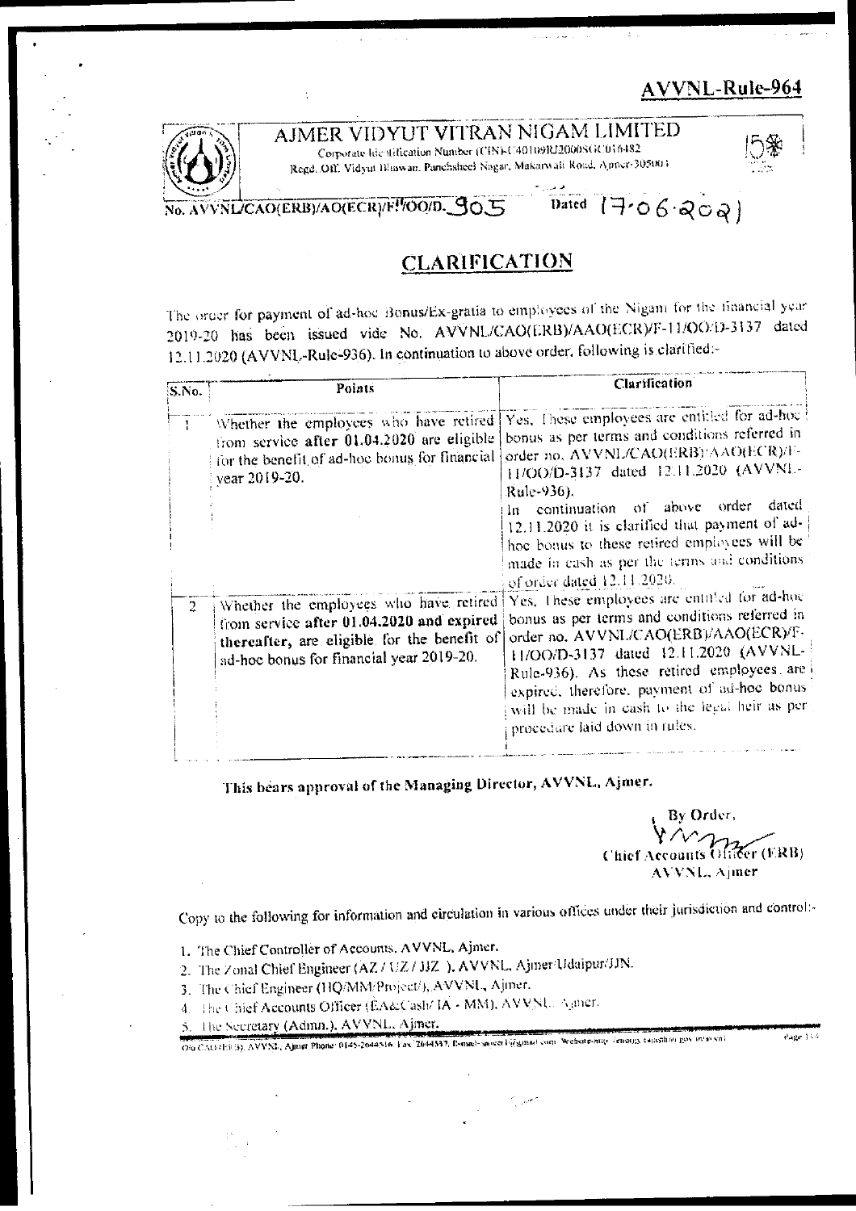AVVNL-Rule-964

**AJMER VIDYUT VITRAN NIGAM LIMITED**

Corporate Identification Number (CIN)-U40109RJ2000SGC016482

Regd. Off. Vidyut Bhawan, Panchsheel Nagar, Makarwali Road, Ajmer-305004

No. AVVNL/CAO(ERB)/AO(ECR)/F-11/OO/D. 905 Dated 17.06.2021

# CLARIFICATION

The order for payment of ad-hoc Bonus/Ex-gratia to employees of the Nigam for the financial year 2019-20 has been issued vide No. AVVNL/CAO(ERB)/AAO(ECR)/F-11/OO/D-3137 dated 12.11.2020 (AVVNL-Rule-936). In continuation to above order, following is clarified:-

| S.No. | Points | Clarification |
|---|---|---|
| 1 | Whether the employees who have retired from service **after 01.04.2020** are eligible for the benefit of ad-hoc bonus for financial year 2019-20. | Yes. These employees are entitled for ad-hoc bonus as per terms and conditions referred in order no. AVVNL/CAO(ERB)/AAO(ECR)/F-11/OO/D-3137 dated 12.11.2020 (AVVNL-Rule-936). In continuation of above order dated 12.11.2020 it is clarified that payment of ad-hoc bonus to these retired employees will be made in cash as per the terms and conditions of order dated 12.11.2020. |
| 2 | Whether the employees who have retired from service **after 01.04.2020 and expired thereafter**, are eligible for the benefit of ad-hoc bonus for financial year 2019-20. | Yes. These employees are entitled for ad-hoc bonus as per terms and conditions referred in order no. AVVNL/CAO(ERB)/AAO(ECR)/F-11/OO/D-3137 dated 12.11.2020 (AVVNL-Rule-936). As these retired employees are expired, therefore, payment of ad-hoc bonus will be made in cash to the legal heir as per procedure laid down in rules. |

**This bears approval of the Managing Director, AVVNL, Ajmer.**

By Order,

Chief Accounts Officer (ERB)
AVVNL, Ajmer

Copy to the following for information and circulation in various offices under their jurisdiction and control:-

1. The Chief Controller of Accounts, AVVNL, Ajmer.
2. The Zonal Chief Engineer (AZ / UZ / JJZ ), AVVNL, Ajmer/Udaipur/JJN.
3. The Chief Engineer (HQ/MM/Project), AVVNL, Ajmer.
4. The Chief Accounts Officer (EA&Cash/ IA - MM), AVVNL, Ajmer.
5. The Secretary (Admn.), AVVNL, Ajmer.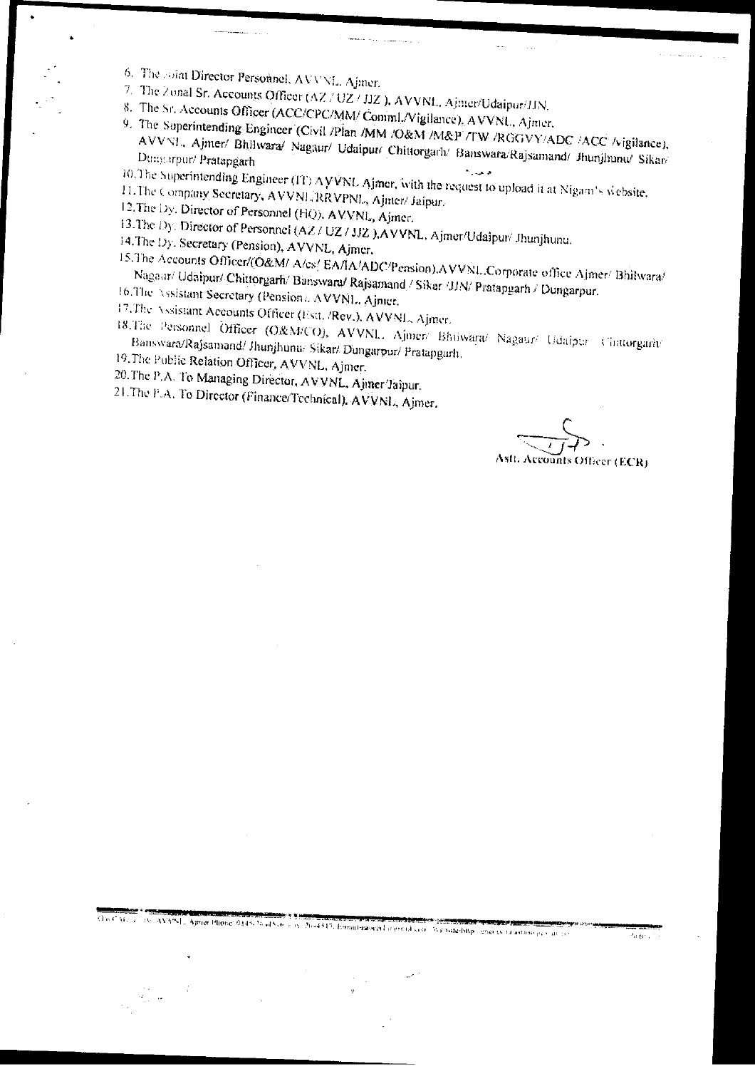6. The Joint Director Personnel, AVVNL, Ajmer.
7. The Zonal Sr. Accounts Officer (AZ / UZ / JJZ ), AVVNL, Ajmer/Udaipur/JJN.
8. The Sr. Accounts Officer (ACC/CPC/MM/ Comml./Vigilance), AVVNL, Ajmer.
9. The Superintending Engineer (Civil /Plan /MM /O&M /M&P /TW /RGGVY/ADC /ACC /Vigilance), AVVNL, Ajmer/ Bhilwara/ Nagaur/ Udaipur/ Chittorgarh/ Banswara/Rajsamand/ Jhunjhunu/ Sikar/ Dungarpur/ Pratapgarh
10. The Superintending Engineer (IT) AVVNL Ajmer, with the request to upload it at Nigam's website.
11. The Company Secretary, AVVNL/RRVPNL, Ajmer/ Jaipur.
12. The Dy. Director of Personnel (HQ), AVVNL, Ajmer.
13. The Dy. Director of Personnel (AZ / UZ / JJZ ),AVVNL, Ajmer/Udaipur/ Jhunjhunu.
14. The Dy. Secretary (Pension), AVVNL, Ajmer.
15. The Accounts Officer/(O&M/ A/cs/ EA/IA/ADC/Pension),AVVNL,Corporate office Ajmer/ Bhilwara/ Nagaur/ Udaipur/ Chittorgarh/ Banswara/ Rajsamand / Sikar /JJN/ Pratapgarh / Dungarpur.
16. The Assistant Secretary (Pension), AVVNL, Ajmer.
17. The Assistant Accounts Officer (Estt. /Rev.), AVVNL, Ajmer.
18. The Personnel Officer (O&M/CO), AVVNL, Ajmer/ Bhilwara/ Nagaur/ Udaipur/ Chittorgarh/ Banswara/Rajsamand/ Jhunjhunu/ Sikar/ Dungarpur/ Pratapgarh.
19. The Public Relation Officer, AVVNL, Ajmer.
20. The P.A. To Managing Director, AVVNL, Ajmer/Jaipur.
21. The P.A. To Director (Finance/Technical), AVVNL, Ajmer.

Astt. Accounts Officer (ECR)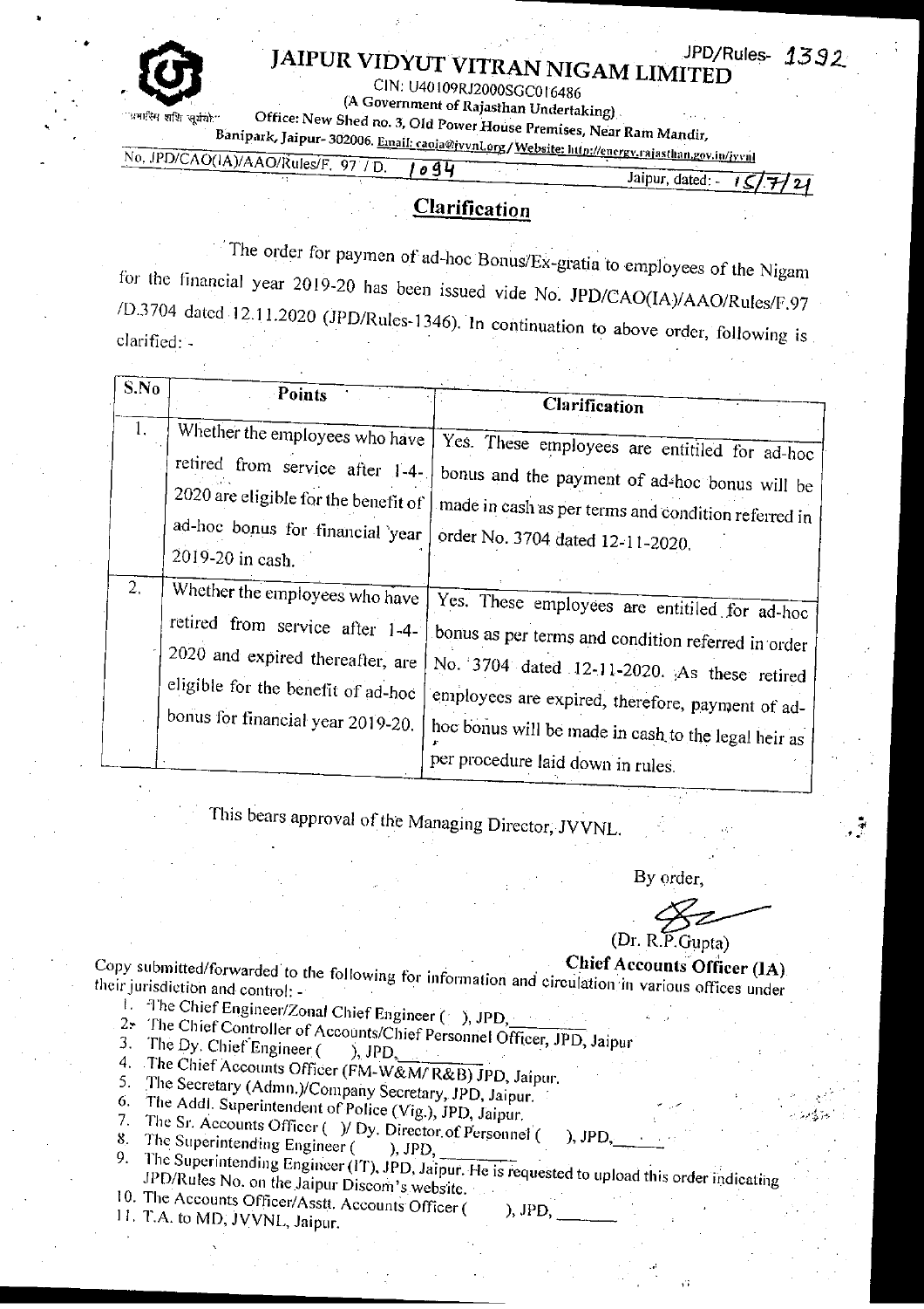JPD/Rules- 1392

# JAIPUR VIDYUT VITRAN NIGAM LIMITED

CIN: U40109RJ2000SGC016486

(A Government of Rajasthan Undertaking)

Office: New Shed no. 3, Old Power House Premises, Near Ram Mandir,

Banipark, Jaipur- 302006. Email: caoia@jvvnl.org / Website: http://energy.rajasthan.gov.in/jvvnl

No. JPD/CAO(IA)/AAO/Rules/F. 97 / D. 1094

Jaipur, dated: - 15/7/21

## Clarification

The order for paymen of ad-hoc Bonus/Ex-gratia to employees of the Nigam for the financial year 2019-20 has been issued vide No. JPD/CAO(IA)/AAO/Rules/F.97 /D.3704 dated 12.11.2020 (JPD/Rules-1346). In continuation to above order, following is clarified: -

| S.No | Points | Clarification |
|---|---|---|
| 1. | Whether the employees who have retired from service after 1-4-2020 are eligible for the benefit of ad-hoc bonus for financial year 2019-20 in cash. | Yes. These employees are entitiled for ad-hoc bonus and the payment of ad-hoc bonus will be made in cash as per terms and condition referred in order No. 3704 dated 12-11-2020. |
| 2. | Whether the employees who have retired from service after 1-4-2020 and expired thereafter, are eligible for the benefit of ad-hoc bonus for financial year 2019-20. | Yes. These employees are entitled for ad-hoc bonus as per terms and condition referred in order No. 3704 dated 12-11-2020. As these retired employees are expired, therefore, payment of ad-hoc bonus will be made in cash to the legal heir as per procedure laid down in rules. |

This bears approval of the Managing Director, JVVNL.

By order,

(Dr. R.P.Gupta)

**Chief Accounts Officer (IA)**

Copy submitted/forwarded to the following for information and circulation in various offices under their jurisdiction and control: -

1. The Chief Engineer/Zonal Chief Engineer ( ), JPD, ________
2. The Chief Controller of Accounts/Chief Personnel Officer, JPD, Jaipur
3. The Dy. Chief Engineer ( ), JPD, ________
4. The Chief Accounts Officer (FM-W&M/ R&B) JPD, Jaipur.
5. The Secretary (Admn.)/Company Secretary, JPD, Jaipur.
6. The Addl. Superintendent of Police (Vig.), JPD, Jaipur.
7. The Sr. Accounts Officer ( )/ Dy. Director of Personnel ( ), JPD, ______
8. The Superintending Engineer ( ), JPD, ________
9. The Superintending Engineer (IT), JPD, Jaipur. He is requested to upload this order indicating JPD/Rules No. on the Jaipur Discom's website.
10. The Accounts Officer/Asstt. Accounts Officer ( ), JPD, ______
11. T.A. to MD, JVVNL, Jaipur.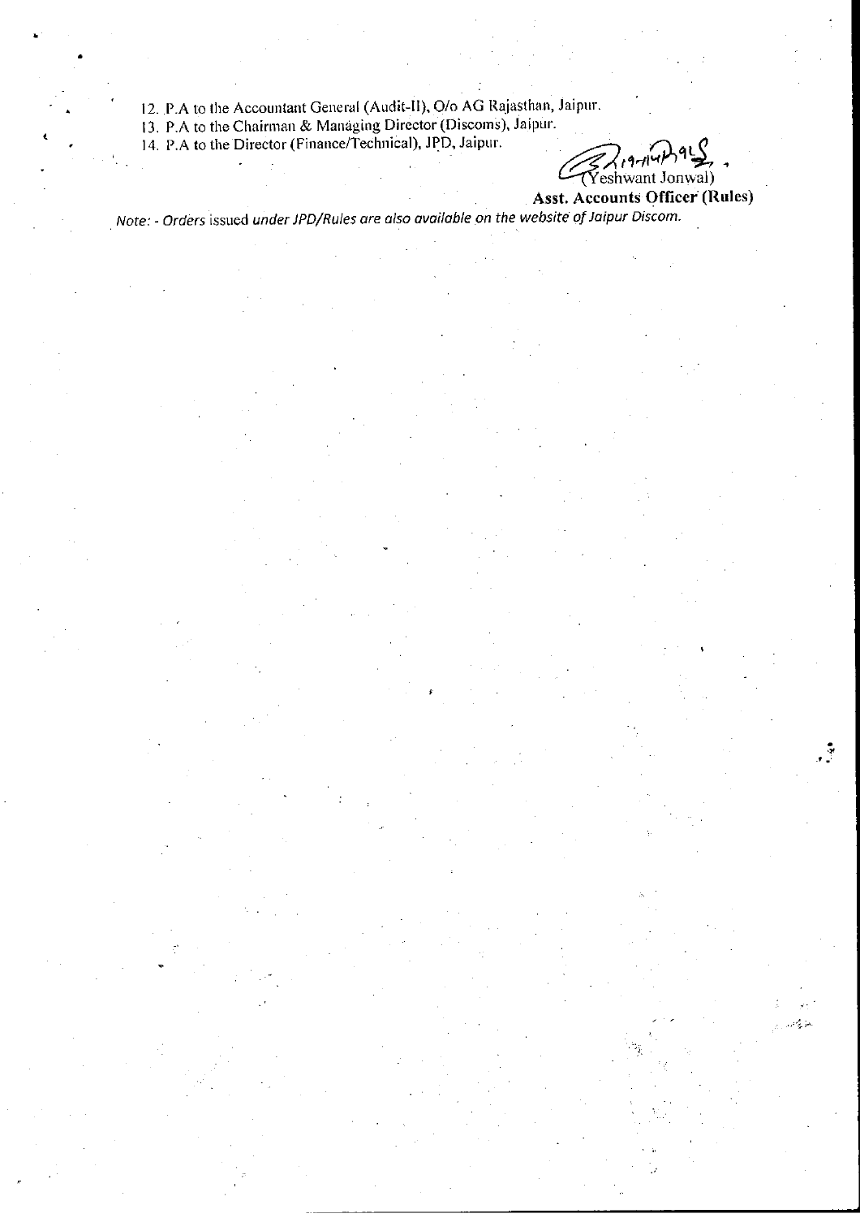12. P.A to the Accountant General (Audit-II), O/o AG Rajasthan, Jaipur.
13. P.A to the Chairman & Managing Director (Discoms), Jaipur.
14. P.A to the Director (Finance/Technical), JPD, Jaipur.

(Yeshwant Jonwal)
**Asst. Accounts Officer (Rules)**

*Note: - Orders issued under JPD/Rules are also available on the website of Jaipur Discom.*